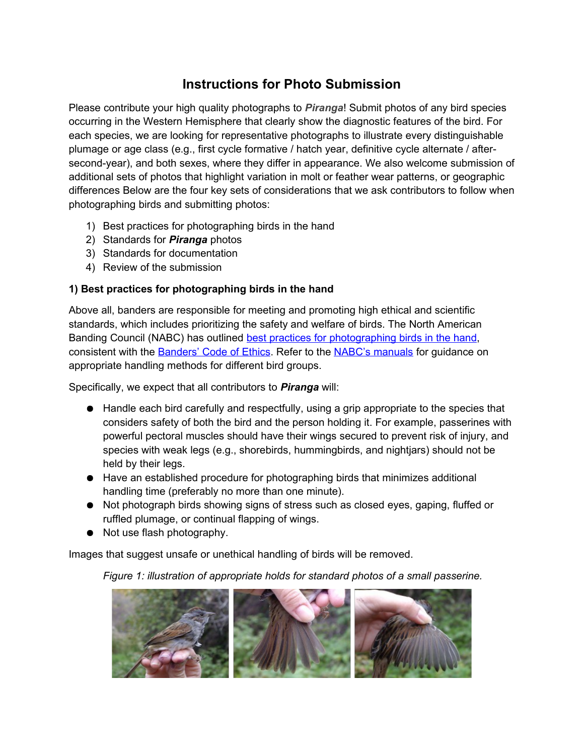# Instructions for Photo Submission

Please contribute your high quality photographs to ***Piranga***! Submit photos of any bird species occurring in the Western Hemisphere that clearly show the diagnostic features of the bird. For each species, we are looking for representative photographs to illustrate every distinguishable plumage or age class (e.g., first cycle formative / hatch year, definitive cycle alternate / after-second-year), and both sexes, where they differ in appearance. We also welcome submission of additional sets of photos that highlight variation in molt or feather wear patterns, or geographic differences Below are the four key sets of considerations that we ask contributors to follow when photographing birds and submitting photos:

1) Best practices for photographing birds in the hand
2) Standards for ***Piranga*** photos
3) Standards for documentation
4) Review of the submission

### 1) Best practices for photographing birds in the hand

Above all, banders are responsible for meeting and promoting high ethical and scientific standards, which includes prioritizing the safety and welfare of birds. The North American Banding Council (NABC) has outlined best practices for photographing birds in the hand, consistent with the Banders' Code of Ethics. Refer to the NABC's manuals for guidance on appropriate handling methods for different bird groups.

Specifically, we expect that all contributors to ***Piranga*** will:

- Handle each bird carefully and respectfully, using a grip appropriate to the species that considers safety of both the bird and the person holding it. For example, passerines with powerful pectoral muscles should have their wings secured to prevent risk of injury, and species with weak legs (e.g., shorebirds, hummingbirds, and nightjars) should not be held by their legs.
- Have an established procedure for photographing birds that minimizes additional handling time (preferably no more than one minute).
- Not photograph birds showing signs of stress such as closed eyes, gaping, fluffed or ruffled plumage, or continual flapping of wings.
- Not use flash photography.

Images that suggest unsafe or unethical handling of birds will be removed.

*Figure 1: illustration of appropriate holds for standard photos of a small passerine.*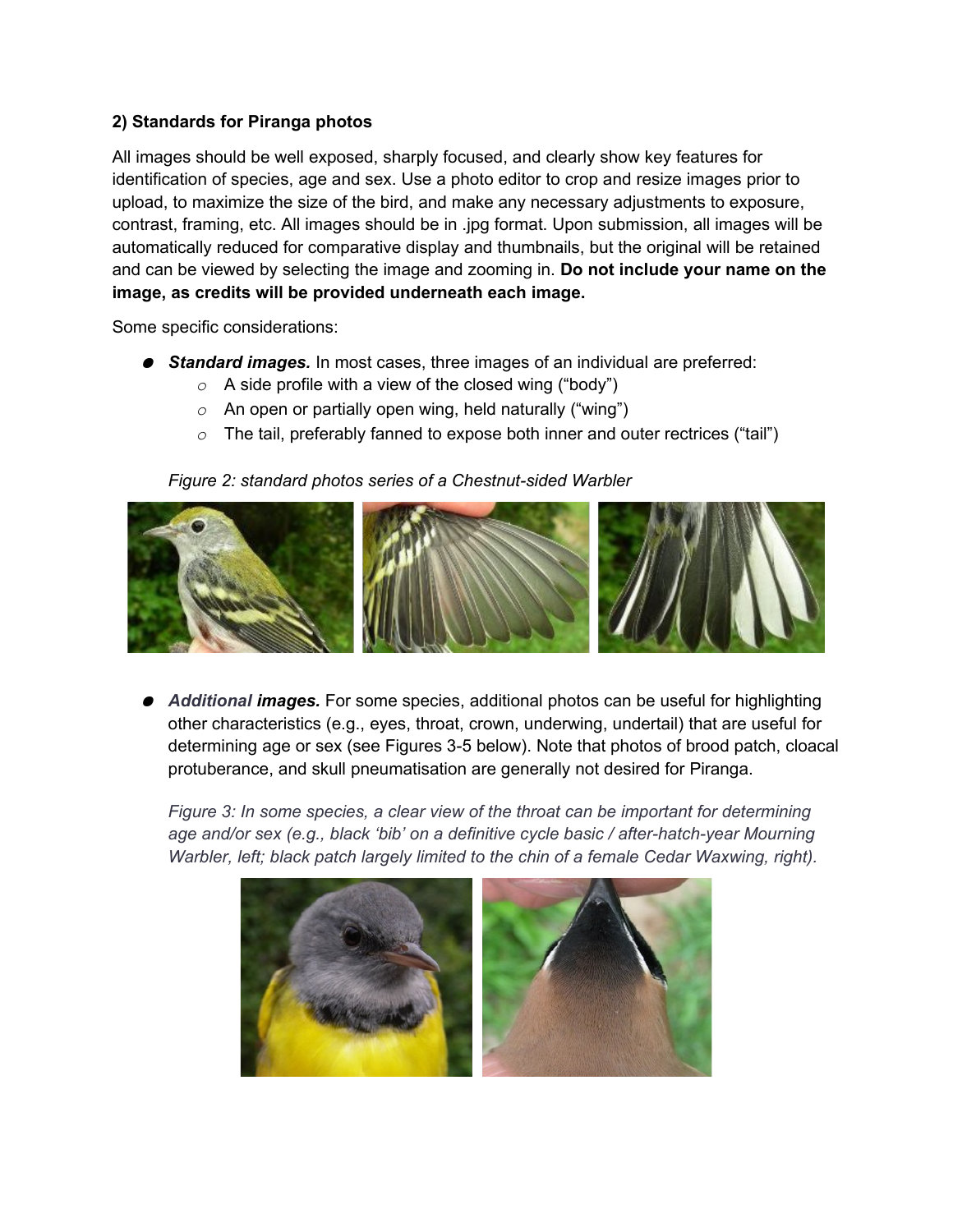**2) Standards for Piranga photos**

All images should be well exposed, sharply focused, and clearly show key features for identification of species, age and sex. Use a photo editor to crop and resize images prior to upload, to maximize the size of the bird, and make any necessary adjustments to exposure, contrast, framing, etc. All images should be in .jpg format. Upon submission, all images will be automatically reduced for comparative display and thumbnails, but the original will be retained and can be viewed by selecting the image and zooming in. **Do not include your name on the image, as credits will be provided underneath each image.**

Some specific considerations:

- ***Standard images.*** In most cases, three images of an individual are preferred:
    - A side profile with a view of the closed wing ("body")
    - An open or partially open wing, held naturally ("wing")
    - The tail, preferably fanned to expose both inner and outer rectrices ("tail")

*Figure 2: standard photos series of a Chestnut-sided Warbler*

- ***Additional images.*** For some species, additional photos can be useful for highlighting other characteristics (e.g., eyes, throat, crown, underwing, undertail) that are useful for determining age or sex (see Figures 3-5 below). Note that photos of brood patch, cloacal protuberance, and skull pneumatisation are generally not desired for Piranga.

*Figure 3: In some species, a clear view of the throat can be important for determining age and/or sex (e.g., black 'bib' on a definitive cycle basic / after-hatch-year Mourning Warbler, left; black patch largely limited to the chin of a female Cedar Waxwing, right).*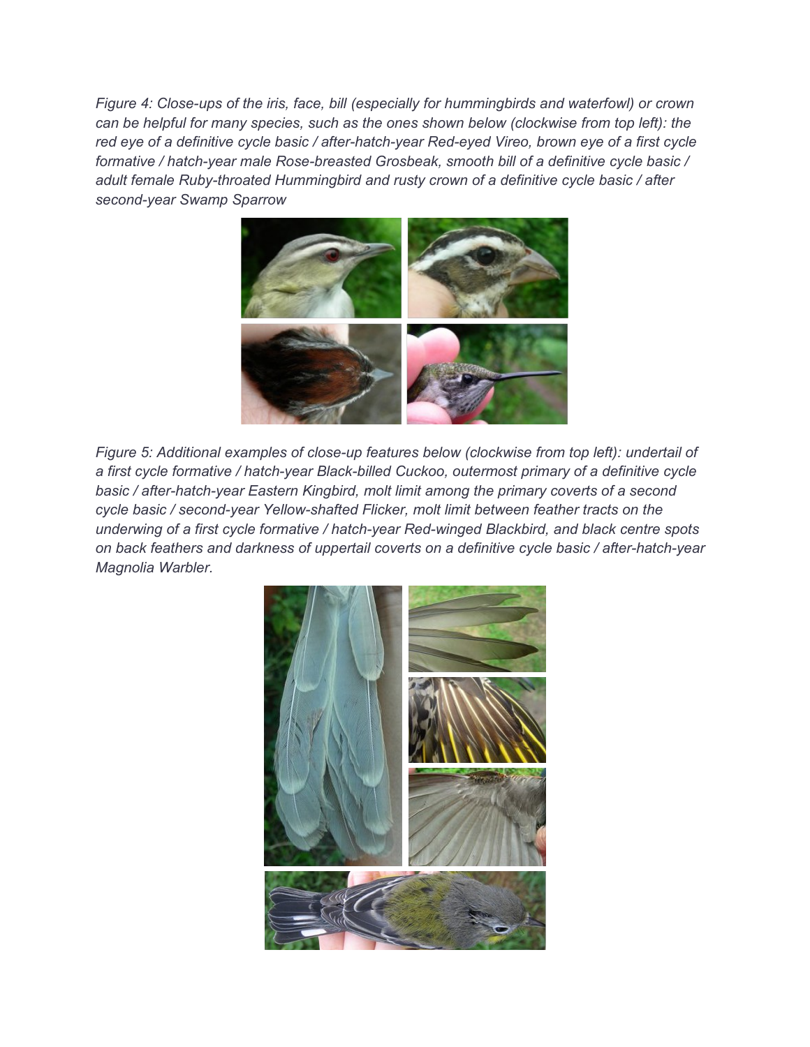*Figure 4: Close-ups of the iris, face, bill (especially for hummingbirds and waterfowl) or crown can be helpful for many species, such as the ones shown below (clockwise from top left): the red eye of a definitive cycle basic / after-hatch-year Red-eyed Vireo, brown eye of a first cycle formative / hatch-year male Rose-breasted Grosbeak, smooth bill of a definitive cycle basic / adult female Ruby-throated Hummingbird and rusty crown of a definitive cycle basic / after second-year Swamp Sparrow*

*Figure 5: Additional examples of close-up features below (clockwise from top left): undertail of a first cycle formative / hatch-year Black-billed Cuckoo, outermost primary of a definitive cycle basic / after-hatch-year Eastern Kingbird, molt limit among the primary coverts of a second cycle basic / second-year Yellow-shafted Flicker, molt limit between feather tracts on the underwing of a first cycle formative / hatch-year Red-winged Blackbird, and black centre spots on back feathers and darkness of uppertail coverts on a definitive cycle basic / after-hatch-year Magnolia Warbler.*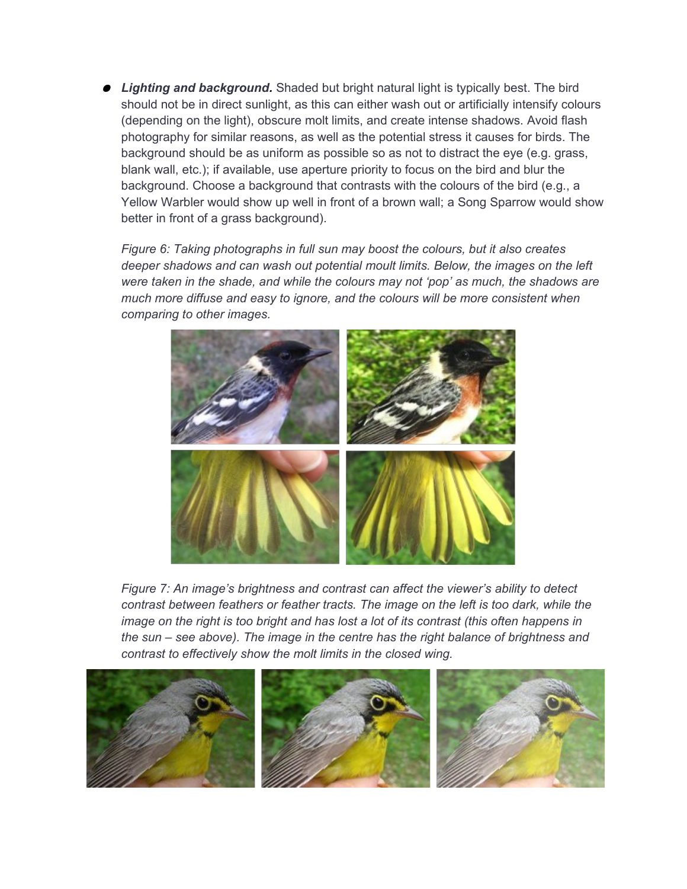- ***Lighting and background.*** Shaded but bright natural light is typically best. The bird should not be in direct sunlight, as this can either wash out or artificially intensify colours (depending on the light), obscure molt limits, and create intense shadows. Avoid flash photography for similar reasons, as well as the potential stress it causes for birds. The background should be as uniform as possible so as not to distract the eye (e.g. grass, blank wall, etc.); if available, use aperture priority to focus on the bird and blur the background. Choose a background that contrasts with the colours of the bird (e.g., a Yellow Warbler would show up well in front of a brown wall; a Song Sparrow would show better in front of a grass background).

  *Figure 6: Taking photographs in full sun may boost the colours, but it also creates deeper shadows and can wash out potential moult limits. Below, the images on the left were taken in the shade, and while the colours may not 'pop' as much, the shadows are much more diffuse and easy to ignore, and the colours will be more consistent when comparing to other images.*

  *Figure 7: An image's brightness and contrast can affect the viewer's ability to detect contrast between feathers or feather tracts. The image on the left is too dark, while the image on the right is too bright and has lost a lot of its contrast (this often happens in the sun – see above). The image in the centre has the right balance of brightness and contrast to effectively show the molt limits in the closed wing.*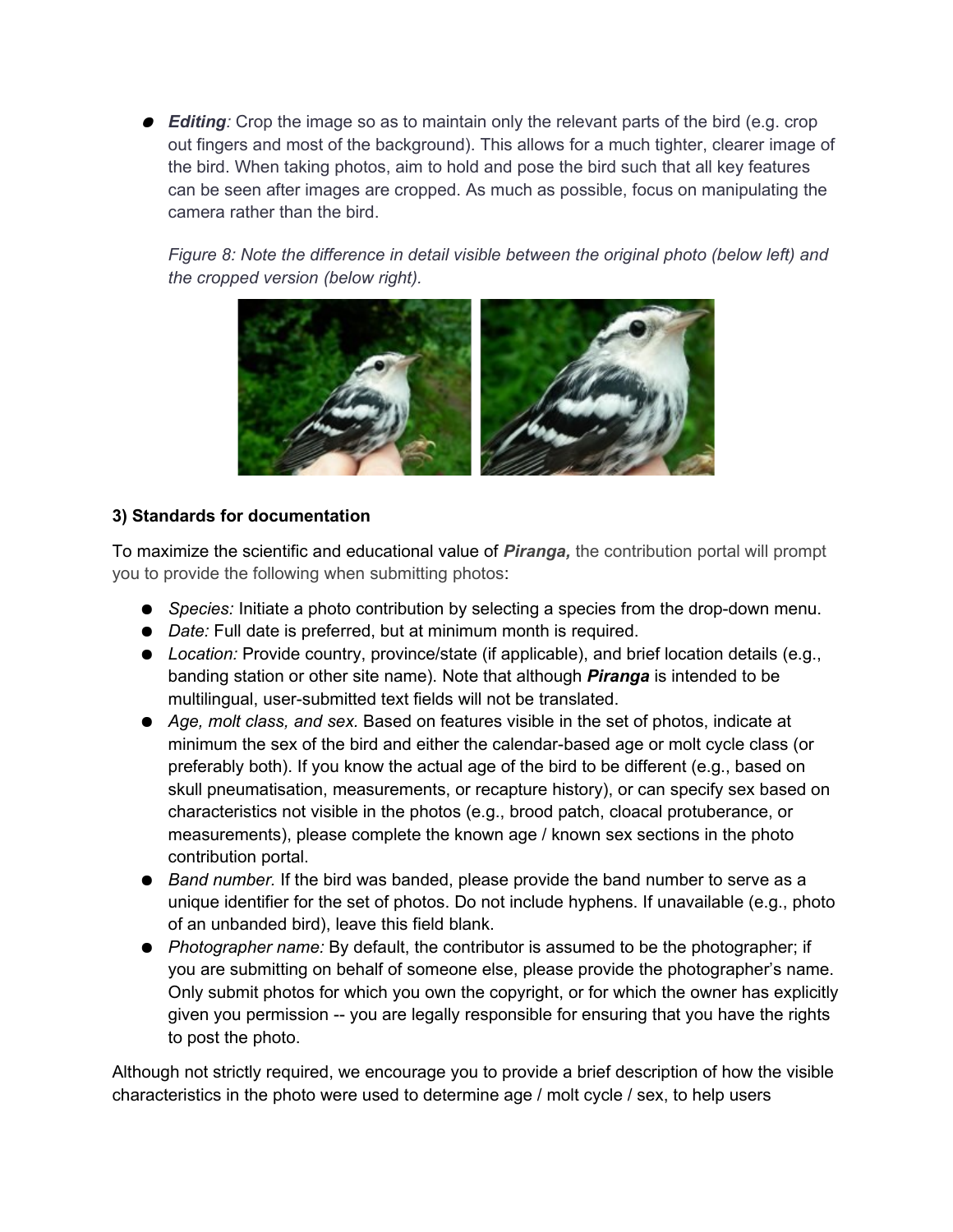- ***Editing**:* Crop the image so as to maintain only the relevant parts of the bird (e.g. crop out fingers and most of the background). This allows for a much tighter, clearer image of the bird. When taking photos, aim to hold and pose the bird such that all key features can be seen after images are cropped. As much as possible, focus on manipulating the camera rather than the bird.

  *Figure 8: Note the difference in detail visible between the original photo (below left) and the cropped version (below right).*

### 3) Standards for documentation

To maximize the scientific and educational value of ***Piranga,*** the contribution portal will prompt you to provide the following when submitting photos:

- *Species:* Initiate a photo contribution by selecting a species from the drop-down menu.
- *Date:* Full date is preferred, but at minimum month is required.
- *Location:* Provide country, province/state (if applicable), and brief location details (e.g., banding station or other site name). Note that although ***Piranga*** is intended to be multilingual, user-submitted text fields will not be translated.
- *Age, molt class, and sex*. Based on features visible in the set of photos, indicate at minimum the sex of the bird and either the calendar-based age or molt cycle class (or preferably both). If you know the actual age of the bird to be different (e.g., based on skull pneumatisation, measurements, or recapture history), or can specify sex based on characteristics not visible in the photos (e.g., brood patch, cloacal protuberance, or measurements), please complete the known age / known sex sections in the photo contribution portal.
- *Band number.* If the bird was banded, please provide the band number to serve as a unique identifier for the set of photos. Do not include hyphens. If unavailable (e.g., photo of an unbanded bird), leave this field blank.
- *Photographer name:* By default, the contributor is assumed to be the photographer; if you are submitting on behalf of someone else, please provide the photographer's name. Only submit photos for which you own the copyright, or for which the owner has explicitly given you permission -- you are legally responsible for ensuring that you have the rights to post the photo.

Although not strictly required, we encourage you to provide a brief description of how the visible characteristics in the photo were used to determine age / molt cycle / sex, to help users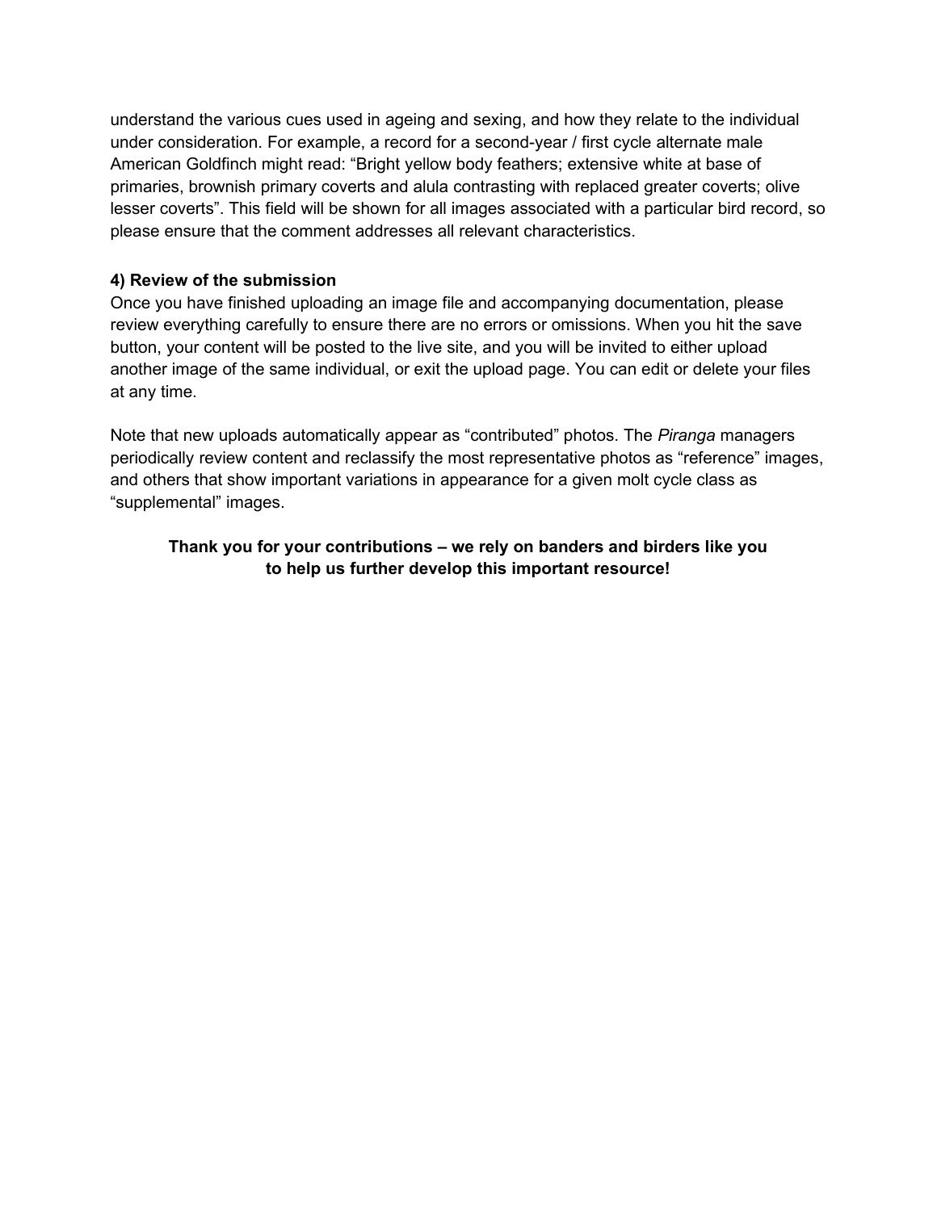understand the various cues used in ageing and sexing, and how they relate to the individual under consideration. For example, a record for a second-year / first cycle alternate male American Goldfinch might read: “Bright yellow body feathers; extensive white at base of primaries, brownish primary coverts and alula contrasting with replaced greater coverts; olive lesser coverts”. This field will be shown for all images associated with a particular bird record, so please ensure that the comment addresses all relevant characteristics.

**4) Review of the submission**

Once you have finished uploading an image file and accompanying documentation, please review everything carefully to ensure there are no errors or omissions. When you hit the save button, your content will be posted to the live site, and you will be invited to either upload another image of the same individual, or exit the upload page. You can edit or delete your files at any time.

Note that new uploads automatically appear as “contributed” photos. The *Piranga* managers periodically review content and reclassify the most representative photos as “reference” images, and others that show important variations in appearance for a given molt cycle class as “supplemental” images.

**Thank you for your contributions – we rely on banders and birders like you to help us further develop this important resource!**